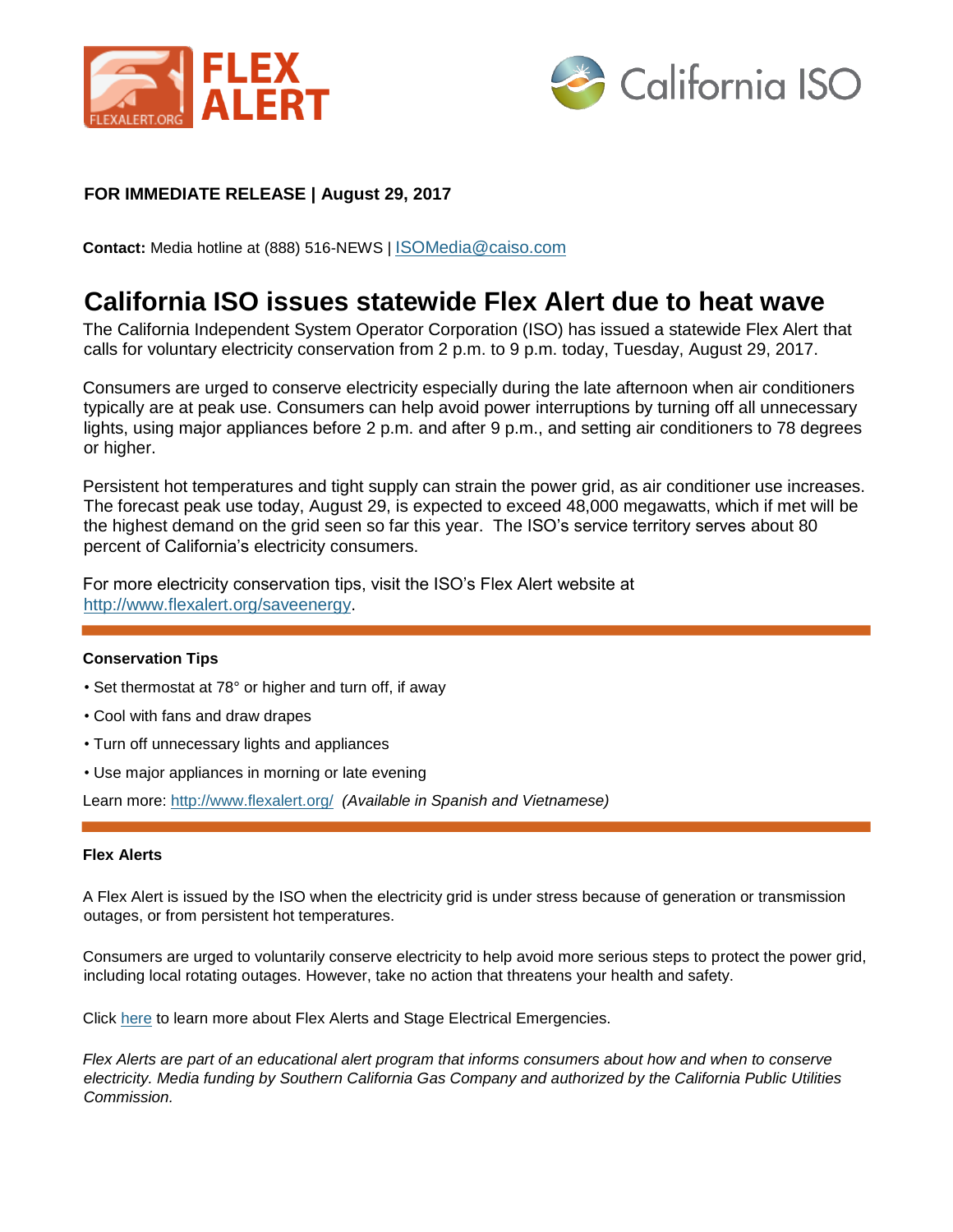**FOR IMMEDIATE RELEASE | August 29, 2017**

**Contact:** Media hotline at (888) 516-NEWS | ISOMedia@caiso.com

# California ISO issues statewide Flex Alert due to heat wave

The California Independent System Operator Corporation (ISO) has issued a statewide Flex Alert that calls for voluntary electricity conservation from 2 p.m. to 9 p.m. today, Tuesday, August 29, 2017.

Consumers are urged to conserve electricity especially during the late afternoon when air conditioners typically are at peak use. Consumers can help avoid power interruptions by turning off all unnecessary lights, using major appliances before 2 p.m. and after 9 p.m., and setting air conditioners to 78 degrees or higher.

Persistent hot temperatures and tight supply can strain the power grid, as air conditioner use increases. The forecast peak use today, August 29, is expected to exceed 48,000 megawatts, which if met will be the highest demand on the grid seen so far this year. The ISO's service territory serves about 80 percent of California's electricity consumers.

For more electricity conservation tips, visit the ISO's Flex Alert website at http://www.flexalert.org/saveenergy.

---

**Conservation Tips**

- Set thermostat at 78° or higher and turn off, if away
- Cool with fans and draw drapes
- Turn off unnecessary lights and appliances
- Use major appliances in morning or late evening

Learn more: http://www.flexalert.org/ *(Available in Spanish and Vietnamese)*

---

**Flex Alerts**

A Flex Alert is issued by the ISO when the electricity grid is under stress because of generation or transmission outages, or from persistent hot temperatures.

Consumers are urged to voluntarily conserve electricity to help avoid more serious steps to protect the power grid, including local rotating outages. However, take no action that threatens your health and safety.

Click here to learn more about Flex Alerts and Stage Electrical Emergencies.

*Flex Alerts are part of an educational alert program that informs consumers about how and when to conserve electricity. Media funding by Southern California Gas Company and authorized by the California Public Utilities Commission.*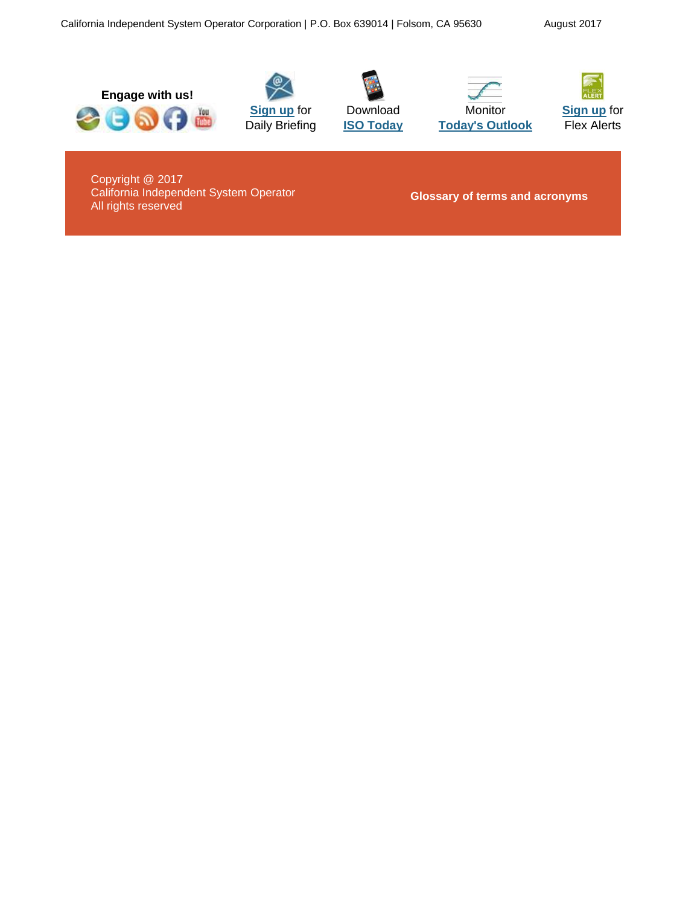**Engage with us!**

**Sign up** for Daily Briefing

Download **ISO Today**

Monitor **Today's Outlook**

**Sign up** for Flex Alerts

Copyright @ 2017
California Independent System Operator
All rights reserved

**Glossary of terms and acronyms**